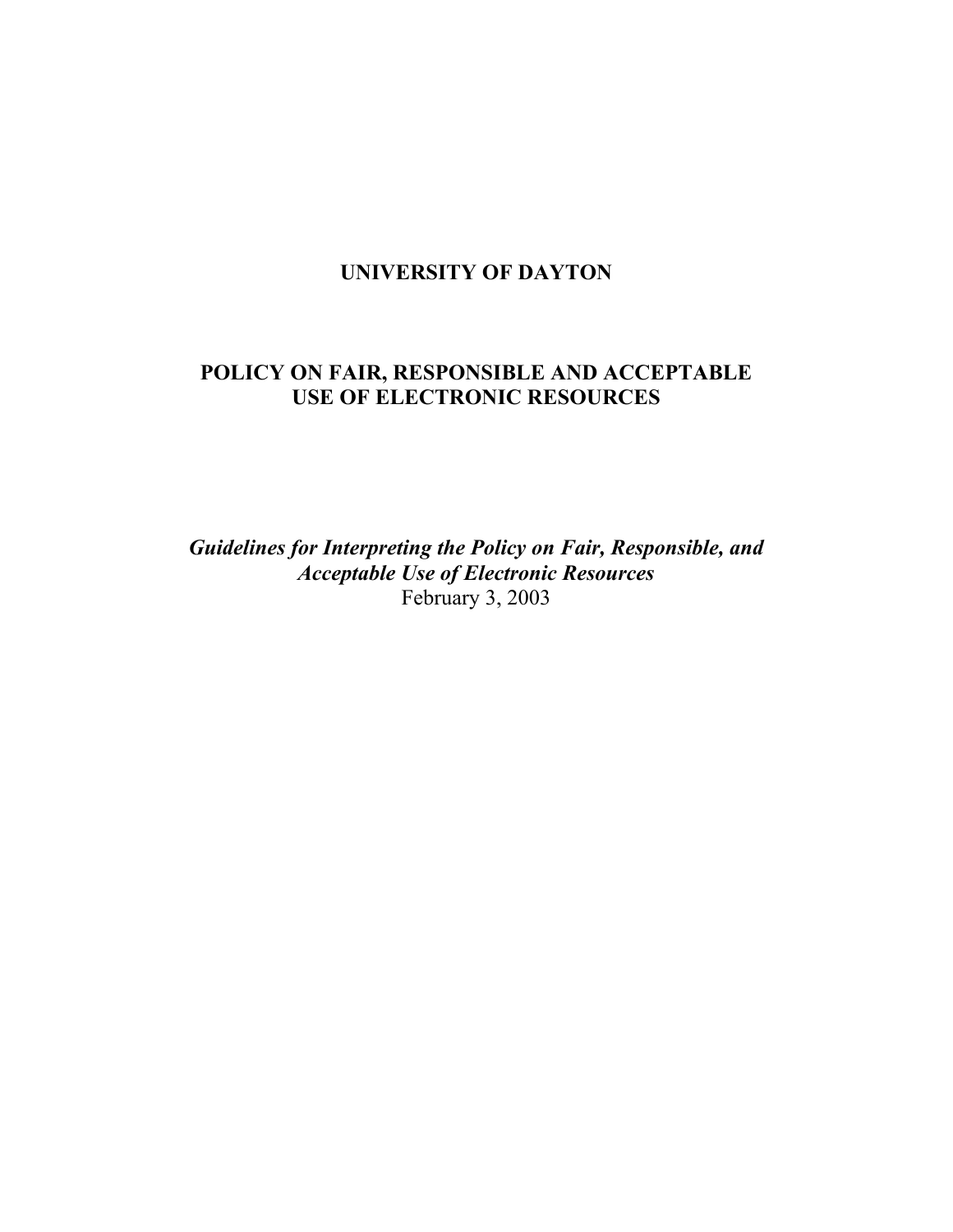# UNIVERSITY OF DAYTON

## POLICY ON FAIR, RESPONSIBLE AND ACCEPTABLE USE OF ELECTRONIC RESOURCES

***Guidelines for Interpreting the Policy on Fair, Responsible, and Acceptable Use of Electronic Resources***

February 3, 2003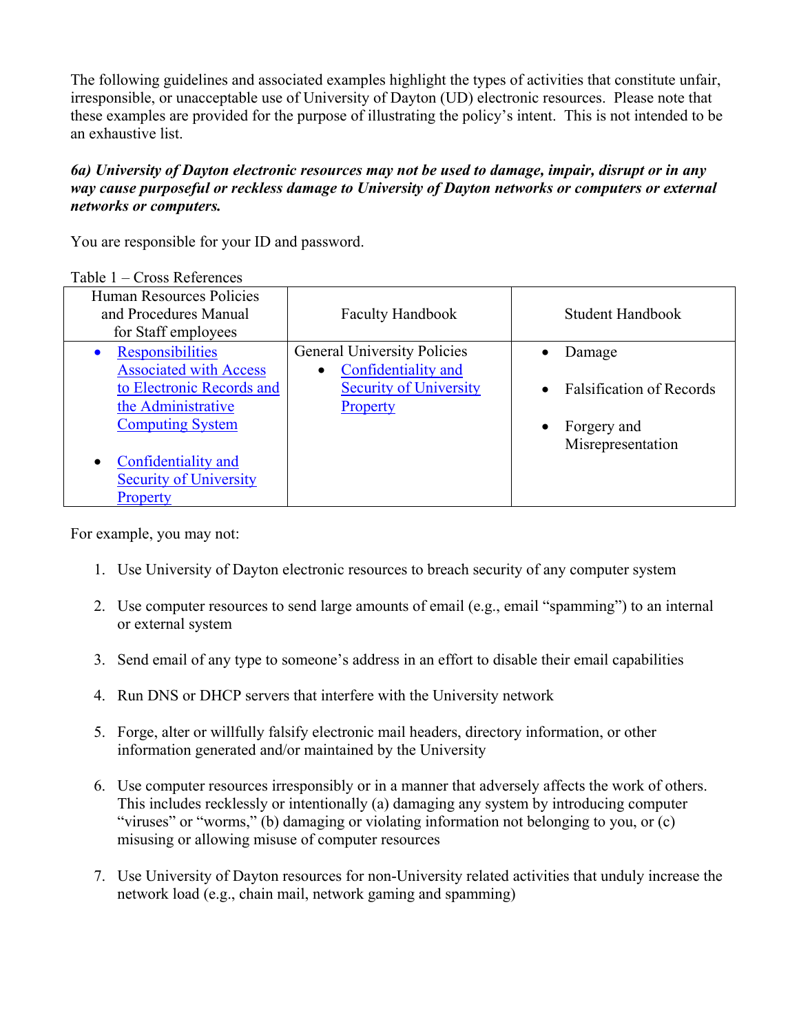The following guidelines and associated examples highlight the types of activities that constitute unfair, irresponsible, or unacceptable use of University of Dayton (UD) electronic resources. Please note that these examples are provided for the purpose of illustrating the policy's intent. This is not intended to be an exhaustive list.

***6a) University of Dayton electronic resources may not be used to damage, impair, disrupt or in any way cause purposeful or reckless damage to University of Dayton networks or computers or external networks or computers.***

You are responsible for your ID and password.

Table 1 – Cross References

| Human Resources Policies and Procedures Manual for Staff employees | Faculty Handbook | Student Handbook |
|---|---|---|
| • Responsibilities Associated with Access to Electronic Records and the Administrative Computing System<br>• Confidentiality and Security of University Property | General University Policies<br>• Confidentiality and Security of University Property | • Damage<br>• Falsification of Records<br>• Forgery and Misrepresentation |

For example, you may not:

1. Use University of Dayton electronic resources to breach security of any computer system
2. Use computer resources to send large amounts of email (e.g., email "spamming") to an internal or external system
3. Send email of any type to someone's address in an effort to disable their email capabilities
4. Run DNS or DHCP servers that interfere with the University network
5. Forge, alter or willfully falsify electronic mail headers, directory information, or other information generated and/or maintained by the University
6. Use computer resources irresponsibly or in a manner that adversely affects the work of others. This includes recklessly or intentionally (a) damaging any system by introducing computer "viruses" or "worms," (b) damaging or violating information not belonging to you, or (c) misusing or allowing misuse of computer resources
7. Use University of Dayton resources for non-University related activities that unduly increase the network load (e.g., chain mail, network gaming and spamming)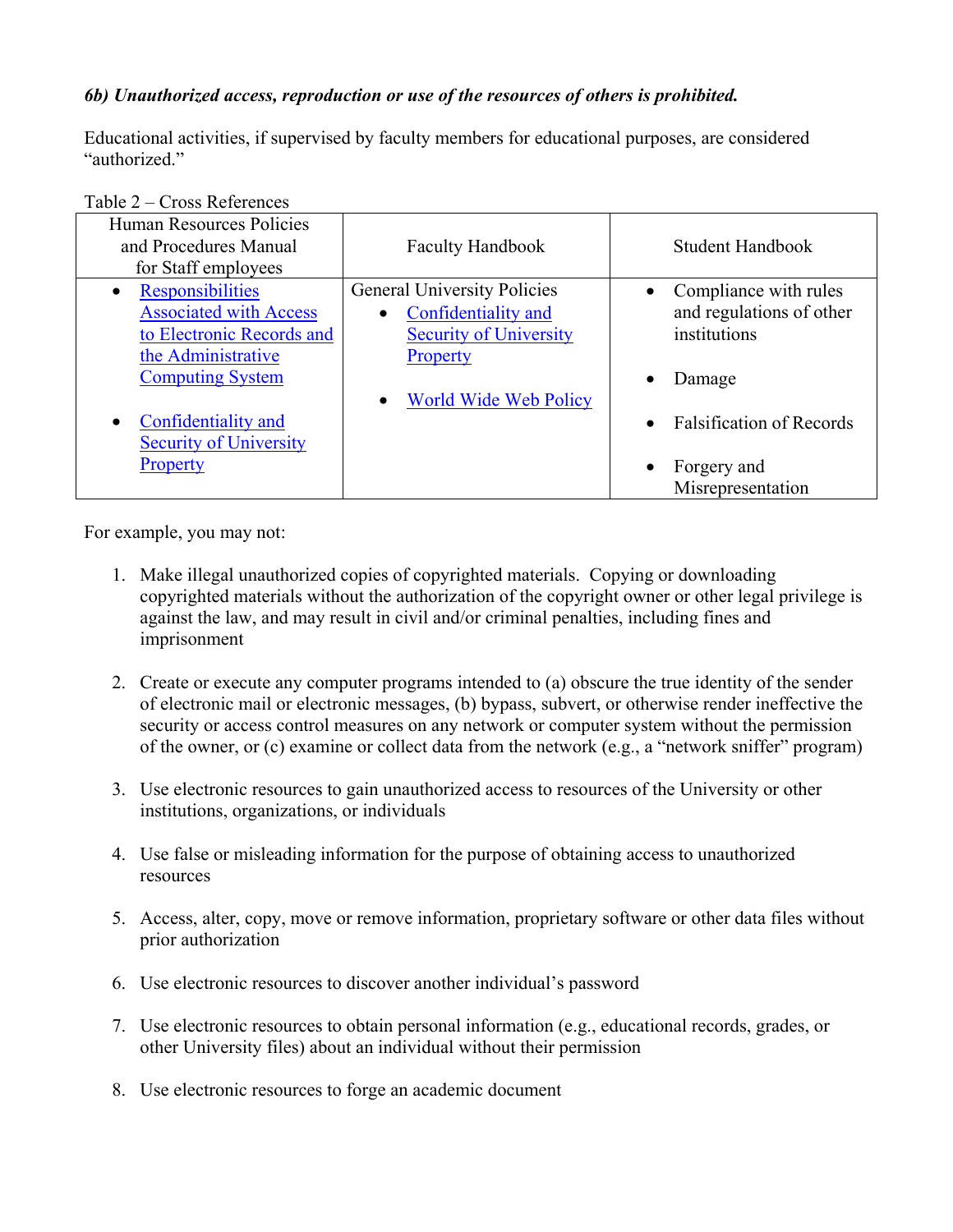***6b) Unauthorized access, reproduction or use of the resources of others is prohibited.***

Educational activities, if supervised by faculty members for educational purposes, are considered "authorized."

Table 2 – Cross References

| Human Resources Policies and Procedures Manual for Staff employees | Faculty Handbook | Student Handbook |
|---|---|---|
| • Responsibilities Associated with Access to Electronic Records and the Administrative Computing System<br><br>• Confidentiality and Security of University Property | General University Policies<br>• Confidentiality and Security of University Property<br><br>• World Wide Web Policy | • Compliance with rules and regulations of other institutions<br><br>• Damage<br><br>• Falsification of Records<br><br>• Forgery and Misrepresentation |

For example, you may not:

1. Make illegal unauthorized copies of copyrighted materials. Copying or downloading copyrighted materials without the authorization of the copyright owner or other legal privilege is against the law, and may result in civil and/or criminal penalties, including fines and imprisonment

2. Create or execute any computer programs intended to (a) obscure the true identity of the sender of electronic mail or electronic messages, (b) bypass, subvert, or otherwise render ineffective the security or access control measures on any network or computer system without the permission of the owner, or (c) examine or collect data from the network (e.g., a "network sniffer" program)

3. Use electronic resources to gain unauthorized access to resources of the University or other institutions, organizations, or individuals

4. Use false or misleading information for the purpose of obtaining access to unauthorized resources

5. Access, alter, copy, move or remove information, proprietary software or other data files without prior authorization

6. Use electronic resources to discover another individual's password

7. Use electronic resources to obtain personal information (e.g., educational records, grades, or other University files) about an individual without their permission

8. Use electronic resources to forge an academic document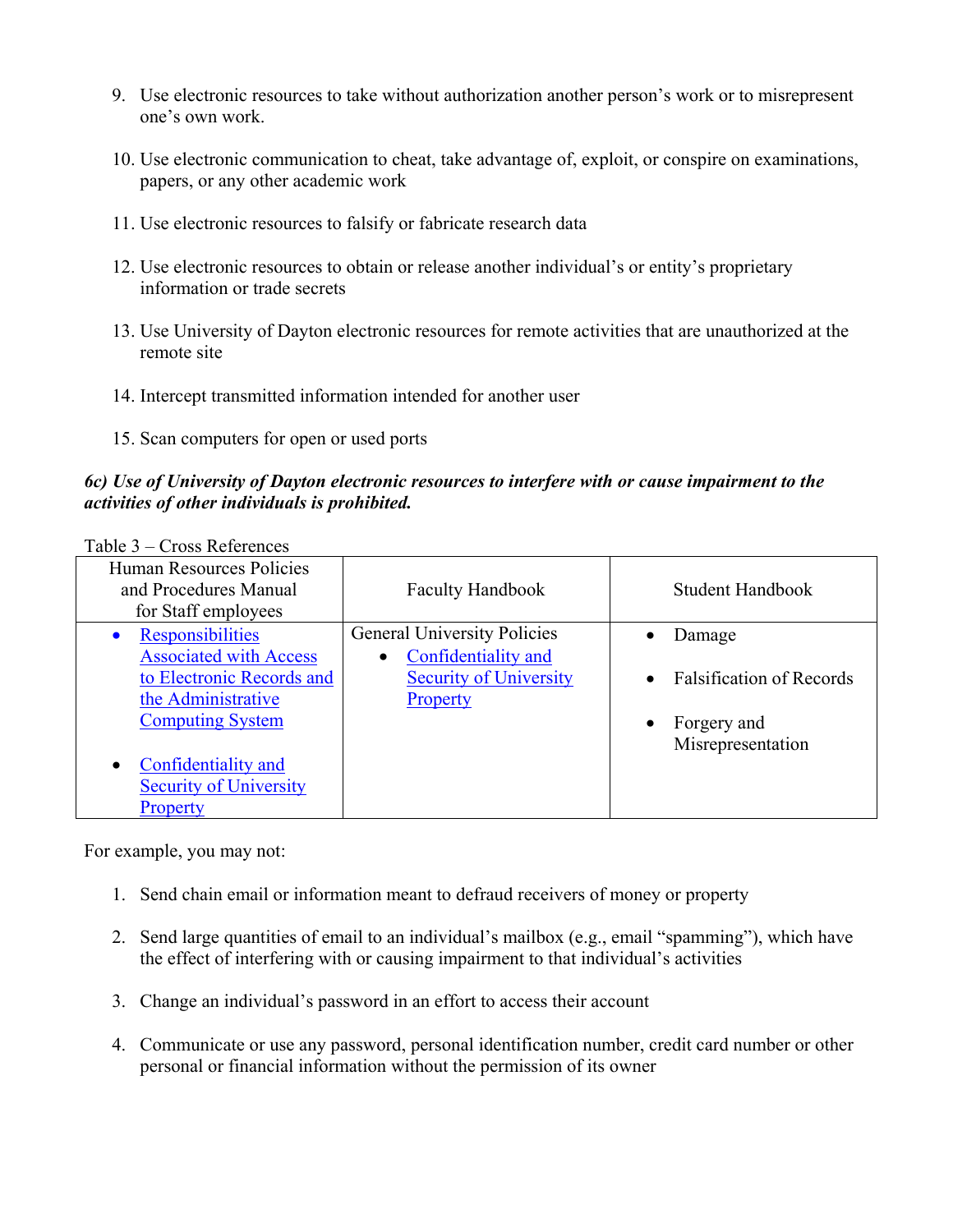9. Use electronic resources to take without authorization another person's work or to misrepresent one's own work.

10. Use electronic communication to cheat, take advantage of, exploit, or conspire on examinations, papers, or any other academic work

11. Use electronic resources to falsify or fabricate research data

12. Use electronic resources to obtain or release another individual's or entity's proprietary information or trade secrets

13. Use University of Dayton electronic resources for remote activities that are unauthorized at the remote site

14. Intercept transmitted information intended for another user

15. Scan computers for open or used ports

***6c) Use of University of Dayton electronic resources to interfere with or cause impairment to the activities of other individuals is prohibited.***

Table 3 – Cross References

| Human Resources Policies and Procedures Manual for Staff employees | Faculty Handbook | Student Handbook |
|---|---|---|
| • Responsibilities Associated with Access to Electronic Records and the Administrative Computing System<br><br>• Confidentiality and Security of University Property | General University Policies<br>• Confidentiality and Security of University Property | • Damage<br><br>• Falsification of Records<br><br>• Forgery and Misrepresentation |

For example, you may not:

1. Send chain email or information meant to defraud receivers of money or property

2. Send large quantities of email to an individual's mailbox (e.g., email "spamming"), which have the effect of interfering with or causing impairment to that individual's activities

3. Change an individual's password in an effort to access their account

4. Communicate or use any password, personal identification number, credit card number or other personal or financial information without the permission of its owner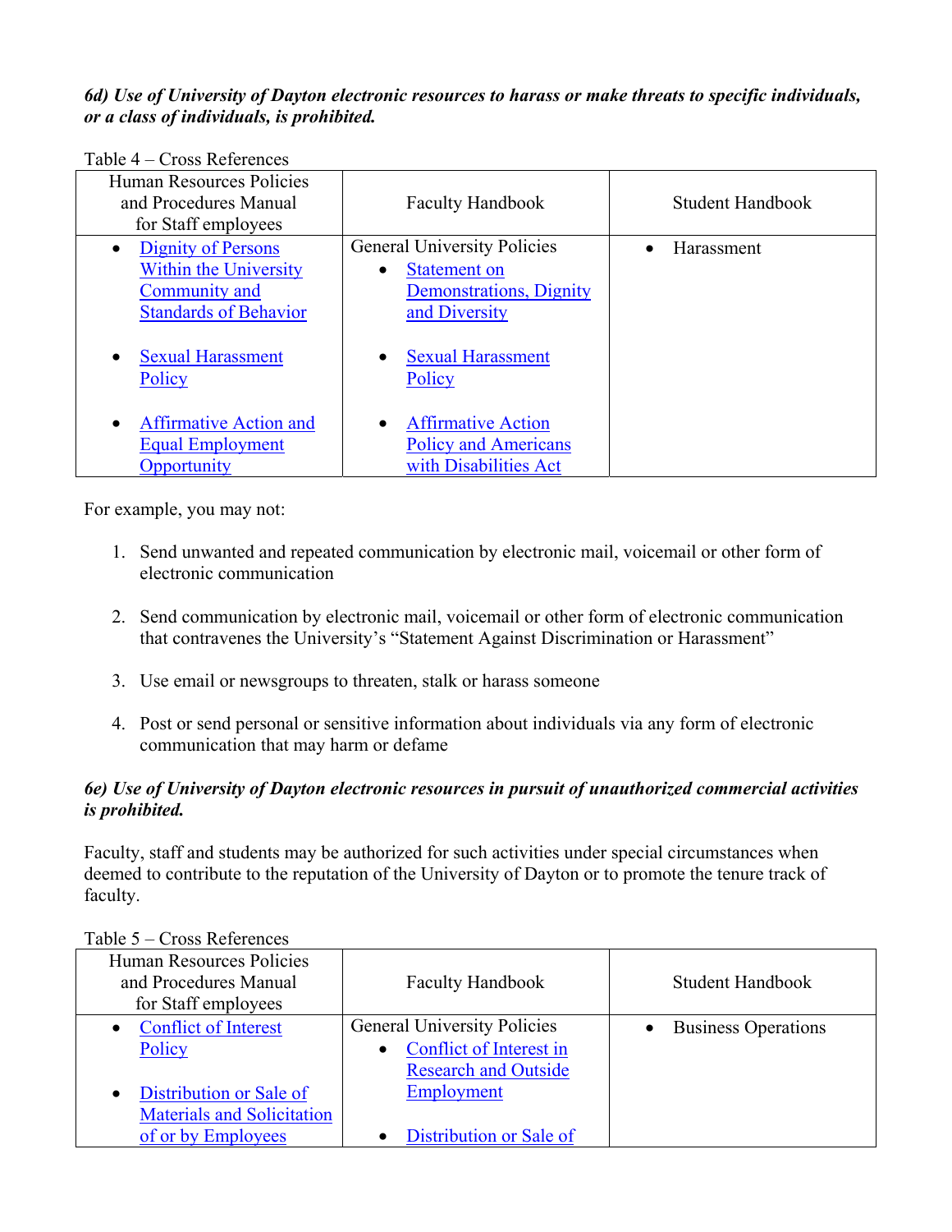***6d) Use of University of Dayton electronic resources to harass or make threats to specific individuals, or a class of individuals, is prohibited.***

Table 4 – Cross References

| Human Resources Policies and Procedures Manual for Staff employees | Faculty Handbook | Student Handbook |
|---|---|---|
| • Dignity of Persons Within the University Community and Standards of Behavior<br><br>• Sexual Harassment Policy<br><br>• Affirmative Action and Equal Employment Opportunity | General University Policies<br>• Statement on Demonstrations, Dignity and Diversity<br><br>• Sexual Harassment Policy<br><br>• Affirmative Action Policy and Americans with Disabilities Act | • Harassment |

For example, you may not:

1. Send unwanted and repeated communication by electronic mail, voicemail or other form of electronic communication
2. Send communication by electronic mail, voicemail or other form of electronic communication that contravenes the University's "Statement Against Discrimination or Harassment"
3. Use email or newsgroups to threaten, stalk or harass someone
4. Post or send personal or sensitive information about individuals via any form of electronic communication that may harm or defame

***6e) Use of University of Dayton electronic resources in pursuit of unauthorized commercial activities is prohibited.***

Faculty, staff and students may be authorized for such activities under special circumstances when deemed to contribute to the reputation of the University of Dayton or to promote the tenure track of faculty.

Table 5 – Cross References

| Human Resources Policies and Procedures Manual for Staff employees | Faculty Handbook | Student Handbook |
|---|---|---|
| • Conflict of Interest Policy<br><br>• Distribution or Sale of Materials and Solicitation of or by Employees | General University Policies<br>• Conflict of Interest in Research and Outside Employment<br><br>• Distribution or Sale of | • Business Operations |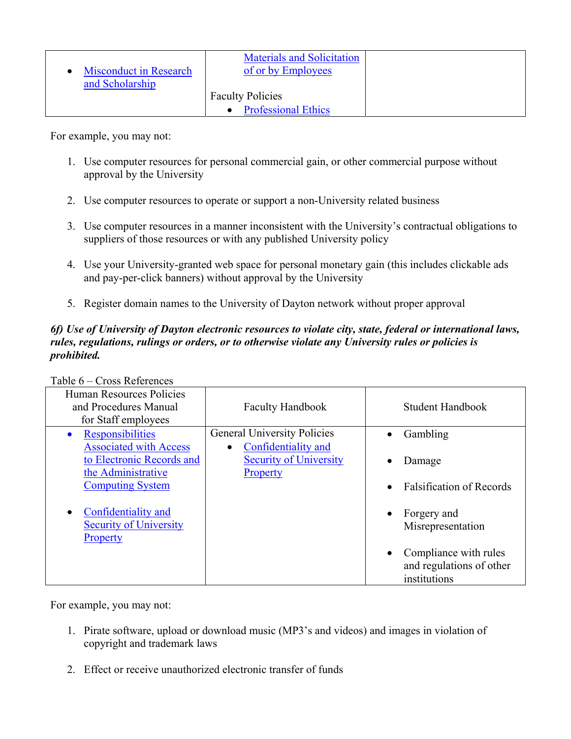| | | |
|---|---|---|
| • Misconduct in Research and Scholarship | Materials and Solicitation of or by Employees<br><br>Faculty Policies<br>• Professional Ethics | |

For example, you may not:

1. Use computer resources for personal commercial gain, or other commercial purpose without approval by the University

2. Use computer resources to operate or support a non-University related business

3. Use computer resources in a manner inconsistent with the University's contractual obligations to suppliers of those resources or with any published University policy

4. Use your University-granted web space for personal monetary gain (this includes clickable ads and pay-per-click banners) without approval by the University

5. Register domain names to the University of Dayton network without proper approval

***6f) Use of University of Dayton electronic resources to violate city, state, federal or international laws, rules, regulations, rulings or orders, or to otherwise violate any University rules or policies is prohibited.***

Table 6 – Cross References

| Human Resources Policies and Procedures Manual for Staff employees | Faculty Handbook | Student Handbook |
|---|---|---|
| • Responsibilities Associated with Access to Electronic Records and the Administrative Computing System<br><br>• Confidentiality and Security of University Property | General University Policies<br>• Confidentiality and Security of University Property | • Gambling<br><br>• Damage<br><br>• Falsification of Records<br><br>• Forgery and Misrepresentation<br><br>• Compliance with rules and regulations of other institutions |

For example, you may not:

1. Pirate software, upload or download music (MP3's and videos) and images in violation of copyright and trademark laws

2. Effect or receive unauthorized electronic transfer of funds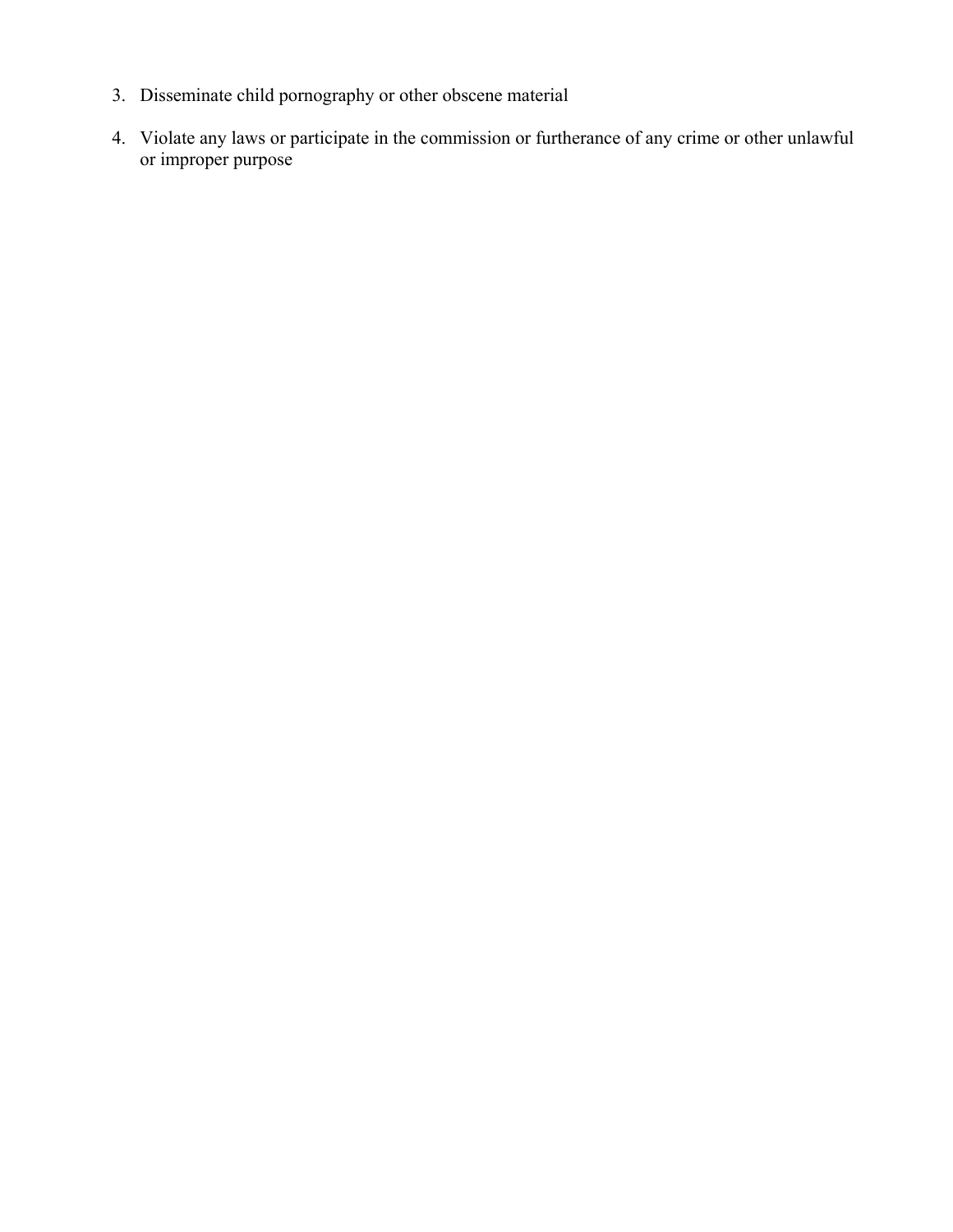3. Disseminate child pornography or other obscene material

4. Violate any laws or participate in the commission or furtherance of any crime or other unlawful or improper purpose